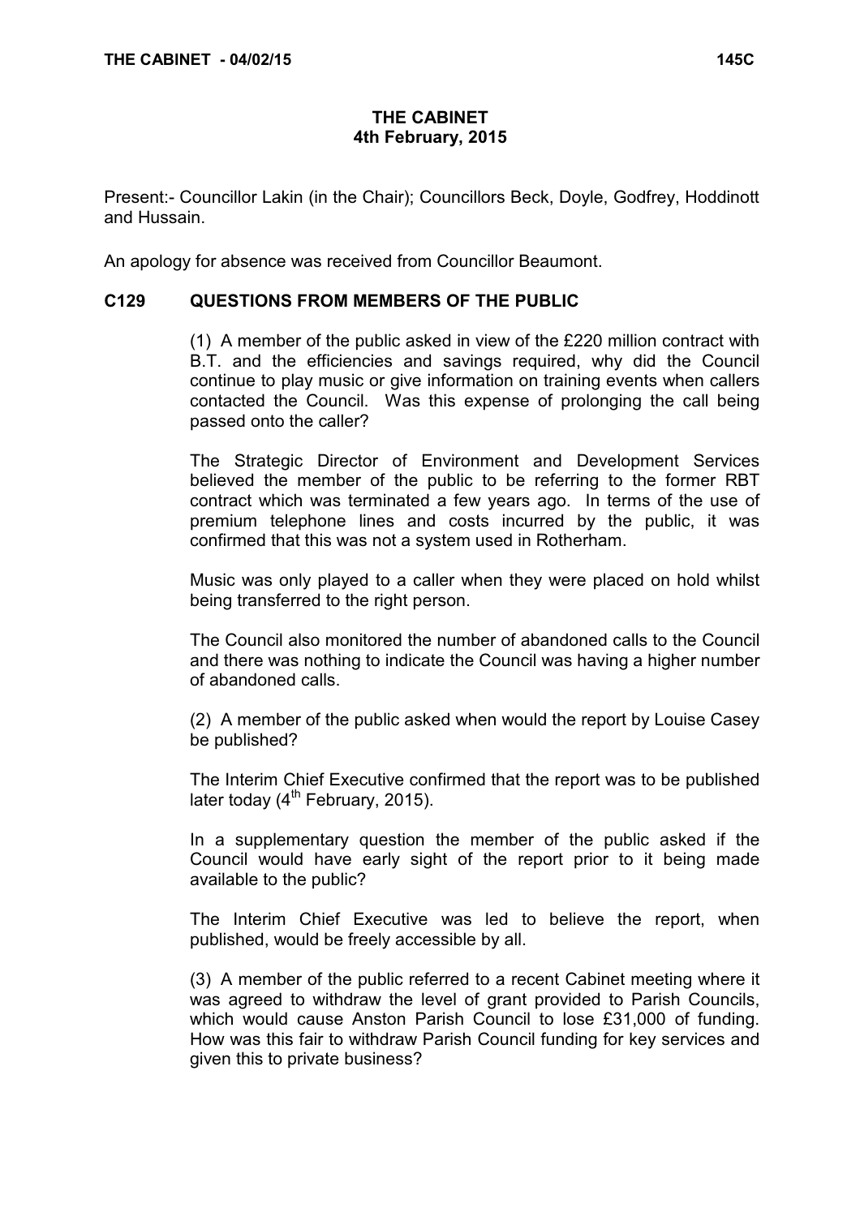# THE CABINET
## 4th February, 2015

Present:- Councillor Lakin (in the Chair); Councillors Beck, Doyle, Godfrey, Hoddinott and Hussain.

An apology for absence was received from Councillor Beaumont.

### C129 QUESTIONS FROM MEMBERS OF THE PUBLIC

(1) A member of the public asked in view of the £220 million contract with B.T. and the efficiencies and savings required, why did the Council continue to play music or give information on training events when callers contacted the Council. Was this expense of prolonging the call being passed onto the caller?

The Strategic Director of Environment and Development Services believed the member of the public to be referring to the former RBT contract which was terminated a few years ago. In terms of the use of premium telephone lines and costs incurred by the public, it was confirmed that this was not a system used in Rotherham.

Music was only played to a caller when they were placed on hold whilst being transferred to the right person.

The Council also monitored the number of abandoned calls to the Council and there was nothing to indicate the Council was having a higher number of abandoned calls.

(2) A member of the public asked when would the report by Louise Casey be published?

The Interim Chief Executive confirmed that the report was to be published later today (4th February, 2015).

In a supplementary question the member of the public asked if the Council would have early sight of the report prior to it being made available to the public?

The Interim Chief Executive was led to believe the report, when published, would be freely accessible by all.

(3) A member of the public referred to a recent Cabinet meeting where it was agreed to withdraw the level of grant provided to Parish Councils, which would cause Anston Parish Council to lose £31,000 of funding. How was this fair to withdraw Parish Council funding for key services and given this to private business?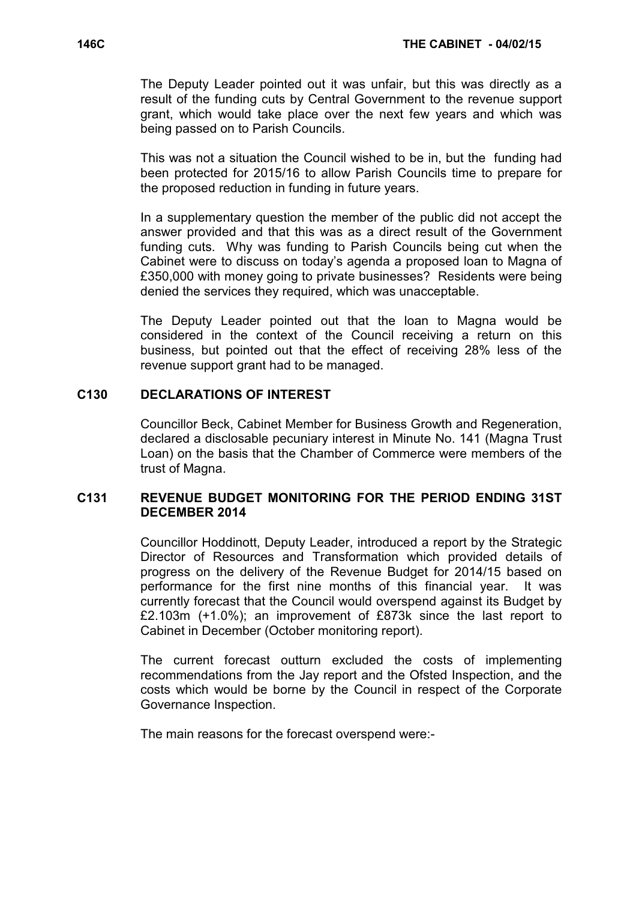The Deputy Leader pointed out it was unfair, but this was directly as a result of the funding cuts by Central Government to the revenue support grant, which would take place over the next few years and which was being passed on to Parish Councils.

This was not a situation the Council wished to be in, but the funding had been protected for 2015/16 to allow Parish Councils time to prepare for the proposed reduction in funding in future years.

In a supplementary question the member of the public did not accept the answer provided and that this was as a direct result of the Government funding cuts. Why was funding to Parish Councils being cut when the Cabinet were to discuss on today's agenda a proposed loan to Magna of £350,000 with money going to private businesses? Residents were being denied the services they required, which was unacceptable.

The Deputy Leader pointed out that the loan to Magna would be considered in the context of the Council receiving a return on this business, but pointed out that the effect of receiving 28% less of the revenue support grant had to be managed.

## C130 DECLARATIONS OF INTEREST

Councillor Beck, Cabinet Member for Business Growth and Regeneration, declared a disclosable pecuniary interest in Minute No. 141 (Magna Trust Loan) on the basis that the Chamber of Commerce were members of the trust of Magna.

## C131 REVENUE BUDGET MONITORING FOR THE PERIOD ENDING 31ST DECEMBER 2014

Councillor Hoddinott, Deputy Leader, introduced a report by the Strategic Director of Resources and Transformation which provided details of progress on the delivery of the Revenue Budget for 2014/15 based on performance for the first nine months of this financial year. It was currently forecast that the Council would overspend against its Budget by £2.103m (+1.0%); an improvement of £873k since the last report to Cabinet in December (October monitoring report).

The current forecast outturn excluded the costs of implementing recommendations from the Jay report and the Ofsted Inspection, and the costs which would be borne by the Council in respect of the Corporate Governance Inspection.

The main reasons for the forecast overspend were:-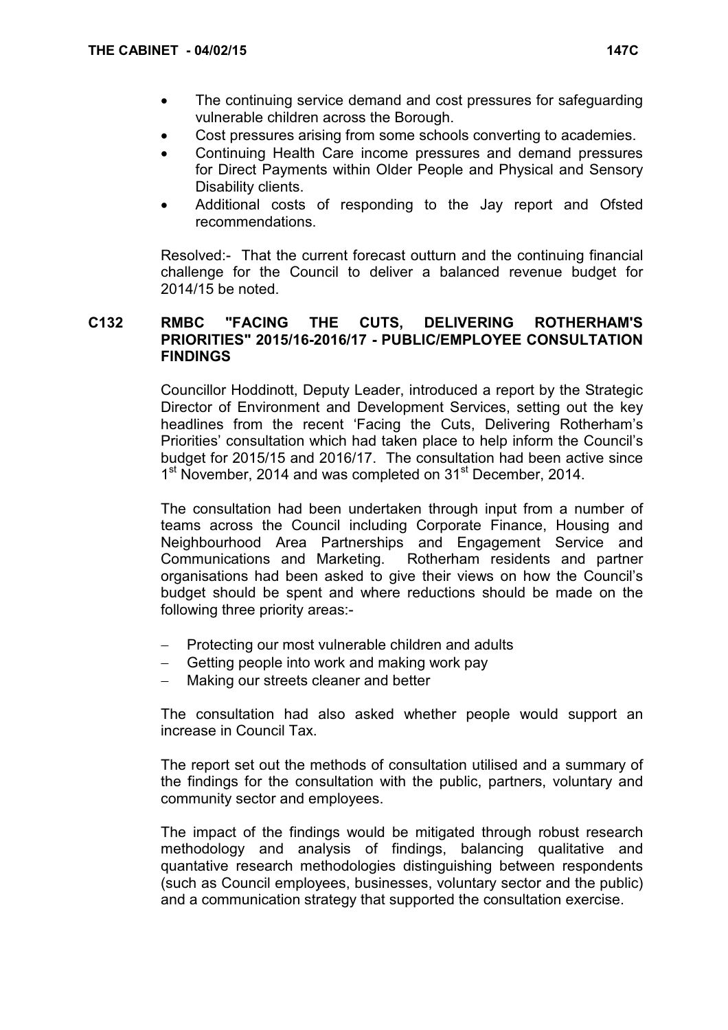- The continuing service demand and cost pressures for safeguarding vulnerable children across the Borough.
- Cost pressures arising from some schools converting to academies.
- Continuing Health Care income pressures and demand pressures for Direct Payments within Older People and Physical and Sensory Disability clients.
- Additional costs of responding to the Jay report and Ofsted recommendations.

Resolved:- That the current forecast outturn and the continuing financial challenge for the Council to deliver a balanced revenue budget for 2014/15 be noted.

## C132 RMBC "FACING THE CUTS, DELIVERING ROTHERHAM'S PRIORITIES" 2015/16-2016/17 - PUBLIC/EMPLOYEE CONSULTATION FINDINGS

Councillor Hoddinott, Deputy Leader, introduced a report by the Strategic Director of Environment and Development Services, setting out the key headlines from the recent 'Facing the Cuts, Delivering Rotherham's Priorities' consultation which had taken place to help inform the Council's budget for 2015/15 and 2016/17. The consultation had been active since 1st November, 2014 and was completed on 31st December, 2014.

The consultation had been undertaken through input from a number of teams across the Council including Corporate Finance, Housing and Neighbourhood Area Partnerships and Engagement Service and Communications and Marketing. Rotherham residents and partner organisations had been asked to give their views on how the Council's budget should be spent and where reductions should be made on the following three priority areas:-

- Protecting our most vulnerable children and adults
- Getting people into work and making work pay
- Making our streets cleaner and better

The consultation had also asked whether people would support an increase in Council Tax.

The report set out the methods of consultation utilised and a summary of the findings for the consultation with the public, partners, voluntary and community sector and employees.

The impact of the findings would be mitigated through robust research methodology and analysis of findings, balancing qualitative and quantative research methodologies distinguishing between respondents (such as Council employees, businesses, voluntary sector and the public) and a communication strategy that supported the consultation exercise.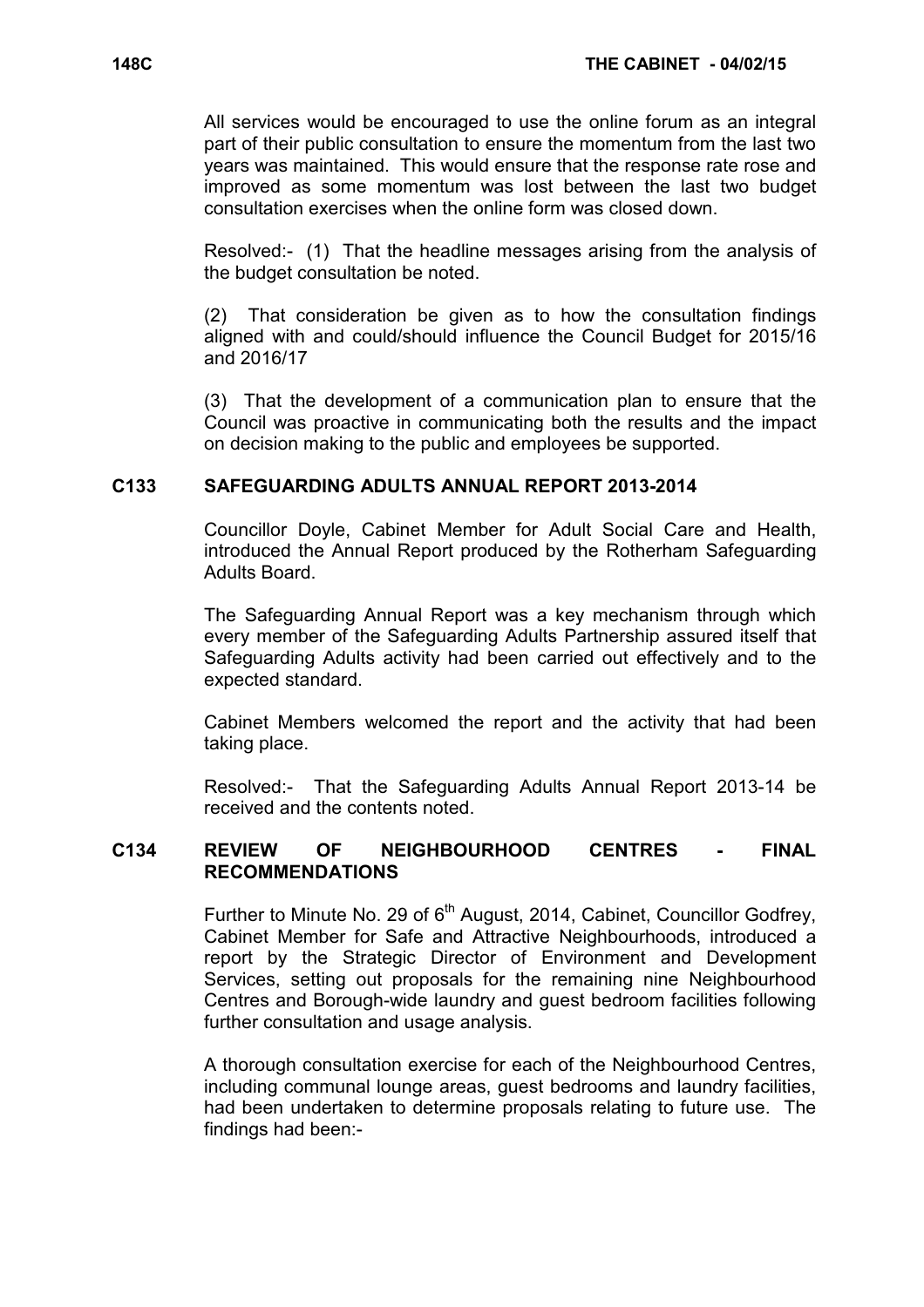All services would be encouraged to use the online forum as an integral part of their public consultation to ensure the momentum from the last two years was maintained. This would ensure that the response rate rose and improved as some momentum was lost between the last two budget consultation exercises when the online form was closed down.

Resolved:- (1) That the headline messages arising from the analysis of the budget consultation be noted.

(2) That consideration be given as to how the consultation findings aligned with and could/should influence the Council Budget for 2015/16 and 2016/17

(3) That the development of a communication plan to ensure that the Council was proactive in communicating both the results and the impact on decision making to the public and employees be supported.

## C133 SAFEGUARDING ADULTS ANNUAL REPORT 2013-2014

Councillor Doyle, Cabinet Member for Adult Social Care and Health, introduced the Annual Report produced by the Rotherham Safeguarding Adults Board.

The Safeguarding Annual Report was a key mechanism through which every member of the Safeguarding Adults Partnership assured itself that Safeguarding Adults activity had been carried out effectively and to the expected standard.

Cabinet Members welcomed the report and the activity that had been taking place.

Resolved:- That the Safeguarding Adults Annual Report 2013-14 be received and the contents noted.

## C134 REVIEW OF NEIGHBOURHOOD CENTRES - FINAL RECOMMENDATIONS

Further to Minute No. 29 of 6th August, 2014, Cabinet, Councillor Godfrey, Cabinet Member for Safe and Attractive Neighbourhoods, introduced a report by the Strategic Director of Environment and Development Services, setting out proposals for the remaining nine Neighbourhood Centres and Borough-wide laundry and guest bedroom facilities following further consultation and usage analysis.

A thorough consultation exercise for each of the Neighbourhood Centres, including communal lounge areas, guest bedrooms and laundry facilities, had been undertaken to determine proposals relating to future use. The findings had been:-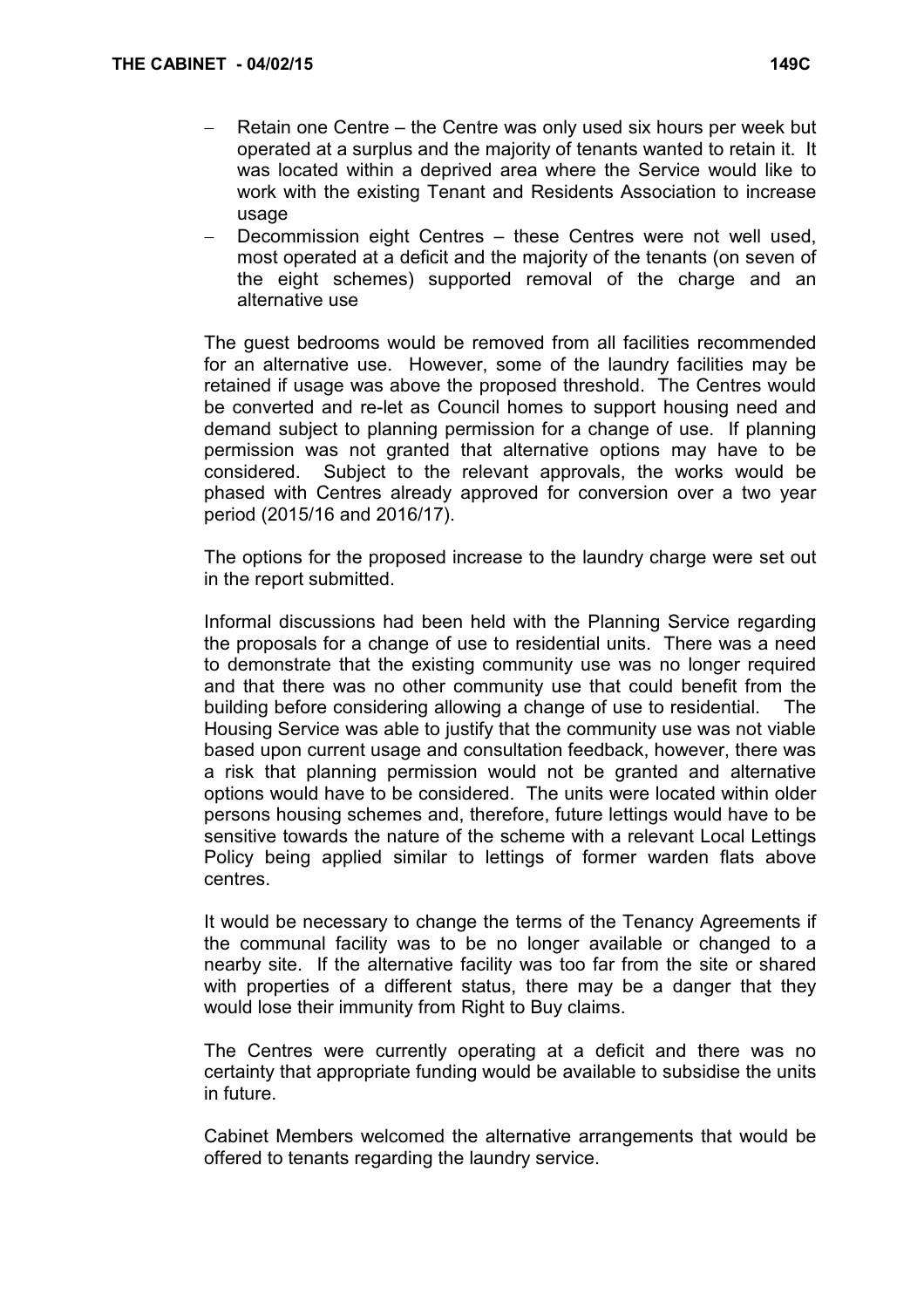- Retain one Centre – the Centre was only used six hours per week but operated at a surplus and the majority of tenants wanted to retain it. It was located within a deprived area where the Service would like to work with the existing Tenant and Residents Association to increase usage
- Decommission eight Centres – these Centres were not well used, most operated at a deficit and the majority of the tenants (on seven of the eight schemes) supported removal of the charge and an alternative use

The guest bedrooms would be removed from all facilities recommended for an alternative use. However, some of the laundry facilities may be retained if usage was above the proposed threshold. The Centres would be converted and re-let as Council homes to support housing need and demand subject to planning permission for a change of use. If planning permission was not granted that alternative options may have to be considered. Subject to the relevant approvals, the works would be phased with Centres already approved for conversion over a two year period (2015/16 and 2016/17).

The options for the proposed increase to the laundry charge were set out in the report submitted.

Informal discussions had been held with the Planning Service regarding the proposals for a change of use to residential units. There was a need to demonstrate that the existing community use was no longer required and that there was no other community use that could benefit from the building before considering allowing a change of use to residential. The Housing Service was able to justify that the community use was not viable based upon current usage and consultation feedback, however, there was a risk that planning permission would not be granted and alternative options would have to be considered. The units were located within older persons housing schemes and, therefore, future lettings would have to be sensitive towards the nature of the scheme with a relevant Local Lettings Policy being applied similar to lettings of former warden flats above centres.

It would be necessary to change the terms of the Tenancy Agreements if the communal facility was to be no longer available or changed to a nearby site. If the alternative facility was too far from the site or shared with properties of a different status, there may be a danger that they would lose their immunity from Right to Buy claims.

The Centres were currently operating at a deficit and there was no certainty that appropriate funding would be available to subsidise the units in future.

Cabinet Members welcomed the alternative arrangements that would be offered to tenants regarding the laundry service.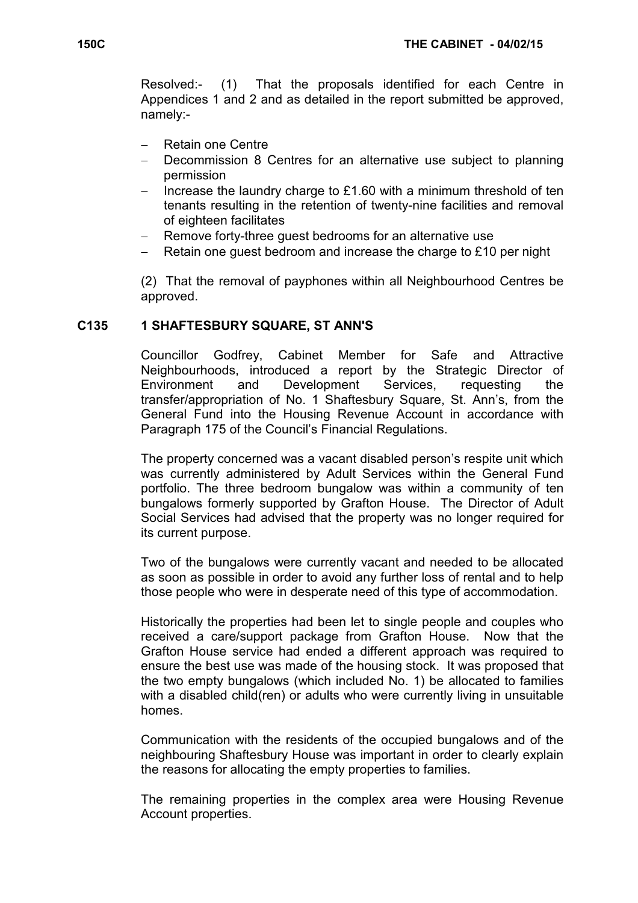Resolved:- (1) That the proposals identified for each Centre in Appendices 1 and 2 and as detailed in the report submitted be approved, namely:-

- Retain one Centre
- Decommission 8 Centres for an alternative use subject to planning permission
- Increase the laundry charge to £1.60 with a minimum threshold of ten tenants resulting in the retention of twenty-nine facilities and removal of eighteen facilitates
- Remove forty-three guest bedrooms for an alternative use
- Retain one guest bedroom and increase the charge to £10 per night

(2) That the removal of payphones within all Neighbourhood Centres be approved.

## C135 1 SHAFTESBURY SQUARE, ST ANN'S

Councillor Godfrey, Cabinet Member for Safe and Attractive Neighbourhoods, introduced a report by the Strategic Director of Environment and Development Services, requesting the transfer/appropriation of No. 1 Shaftesbury Square, St. Ann's, from the General Fund into the Housing Revenue Account in accordance with Paragraph 175 of the Council's Financial Regulations.

The property concerned was a vacant disabled person's respite unit which was currently administered by Adult Services within the General Fund portfolio. The three bedroom bungalow was within a community of ten bungalows formerly supported by Grafton House. The Director of Adult Social Services had advised that the property was no longer required for its current purpose.

Two of the bungalows were currently vacant and needed to be allocated as soon as possible in order to avoid any further loss of rental and to help those people who were in desperate need of this type of accommodation.

Historically the properties had been let to single people and couples who received a care/support package from Grafton House. Now that the Grafton House service had ended a different approach was required to ensure the best use was made of the housing stock. It was proposed that the two empty bungalows (which included No. 1) be allocated to families with a disabled child(ren) or adults who were currently living in unsuitable homes.

Communication with the residents of the occupied bungalows and of the neighbouring Shaftesbury House was important in order to clearly explain the reasons for allocating the empty properties to families.

The remaining properties in the complex area were Housing Revenue Account properties.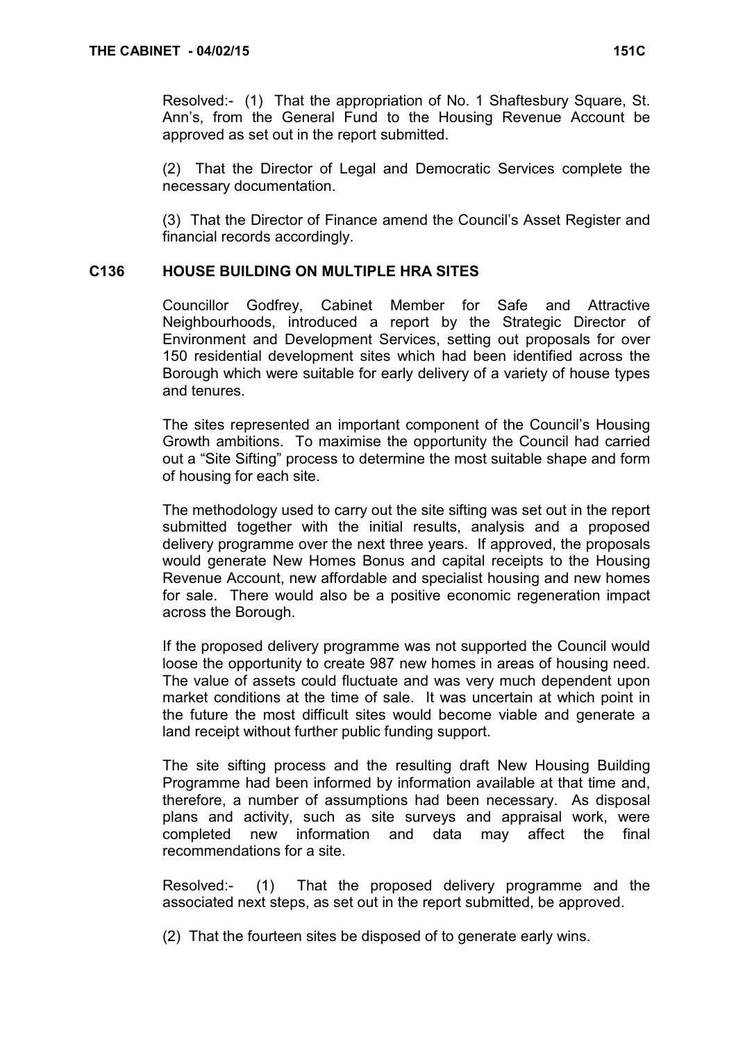Resolved:- (1) That the appropriation of No. 1 Shaftesbury Square, St. Ann's, from the General Fund to the Housing Revenue Account be approved as set out in the report submitted.

(2) That the Director of Legal and Democratic Services complete the necessary documentation.

(3) That the Director of Finance amend the Council's Asset Register and financial records accordingly.

## C136 HOUSE BUILDING ON MULTIPLE HRA SITES

Councillor Godfrey, Cabinet Member for Safe and Attractive Neighbourhoods, introduced a report by the Strategic Director of Environment and Development Services, setting out proposals for over 150 residential development sites which had been identified across the Borough which were suitable for early delivery of a variety of house types and tenures.

The sites represented an important component of the Council's Housing Growth ambitions. To maximise the opportunity the Council had carried out a "Site Sifting" process to determine the most suitable shape and form of housing for each site.

The methodology used to carry out the site sifting was set out in the report submitted together with the initial results, analysis and a proposed delivery programme over the next three years. If approved, the proposals would generate New Homes Bonus and capital receipts to the Housing Revenue Account, new affordable and specialist housing and new homes for sale. There would also be a positive economic regeneration impact across the Borough.

If the proposed delivery programme was not supported the Council would loose the opportunity to create 987 new homes in areas of housing need. The value of assets could fluctuate and was very much dependent upon market conditions at the time of sale. It was uncertain at which point in the future the most difficult sites would become viable and generate a land receipt without further public funding support.

The site sifting process and the resulting draft New Housing Building Programme had been informed by information available at that time and, therefore, a number of assumptions had been necessary. As disposal plans and activity, such as site surveys and appraisal work, were completed new information and data may affect the final recommendations for a site.

Resolved:- (1) That the proposed delivery programme and the associated next steps, as set out in the report submitted, be approved.

(2) That the fourteen sites be disposed of to generate early wins.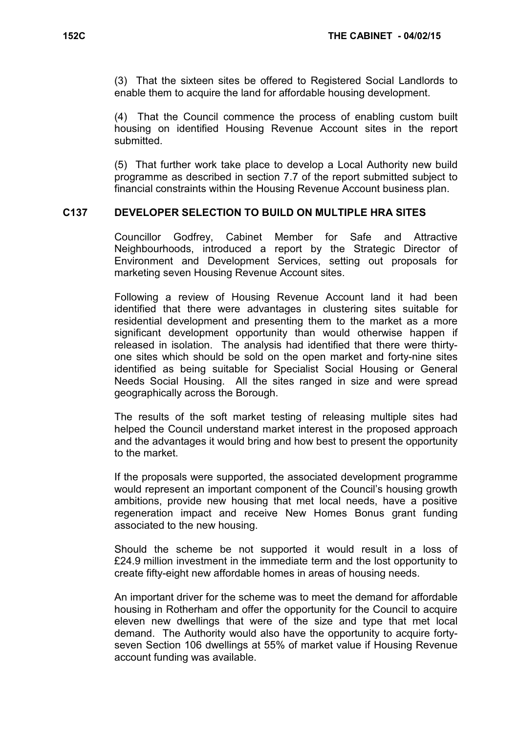(3) That the sixteen sites be offered to Registered Social Landlords to enable them to acquire the land for affordable housing development.

(4) That the Council commence the process of enabling custom built housing on identified Housing Revenue Account sites in the report submitted.

(5) That further work take place to develop a Local Authority new build programme as described in section 7.7 of the report submitted subject to financial constraints within the Housing Revenue Account business plan.

## C137 DEVELOPER SELECTION TO BUILD ON MULTIPLE HRA SITES

Councillor Godfrey, Cabinet Member for Safe and Attractive Neighbourhoods, introduced a report by the Strategic Director of Environment and Development Services, setting out proposals for marketing seven Housing Revenue Account sites.

Following a review of Housing Revenue Account land it had been identified that there were advantages in clustering sites suitable for residential development and presenting them to the market as a more significant development opportunity than would otherwise happen if released in isolation. The analysis had identified that there were thirty-one sites which should be sold on the open market and forty-nine sites identified as being suitable for Specialist Social Housing or General Needs Social Housing. All the sites ranged in size and were spread geographically across the Borough.

The results of the soft market testing of releasing multiple sites had helped the Council understand market interest in the proposed approach and the advantages it would bring and how best to present the opportunity to the market.

If the proposals were supported, the associated development programme would represent an important component of the Council's housing growth ambitions, provide new housing that met local needs, have a positive regeneration impact and receive New Homes Bonus grant funding associated to the new housing.

Should the scheme be not supported it would result in a loss of £24.9 million investment in the immediate term and the lost opportunity to create fifty-eight new affordable homes in areas of housing needs.

An important driver for the scheme was to meet the demand for affordable housing in Rotherham and offer the opportunity for the Council to acquire eleven new dwellings that were of the size and type that met local demand. The Authority would also have the opportunity to acquire forty-seven Section 106 dwellings at 55% of market value if Housing Revenue account funding was available.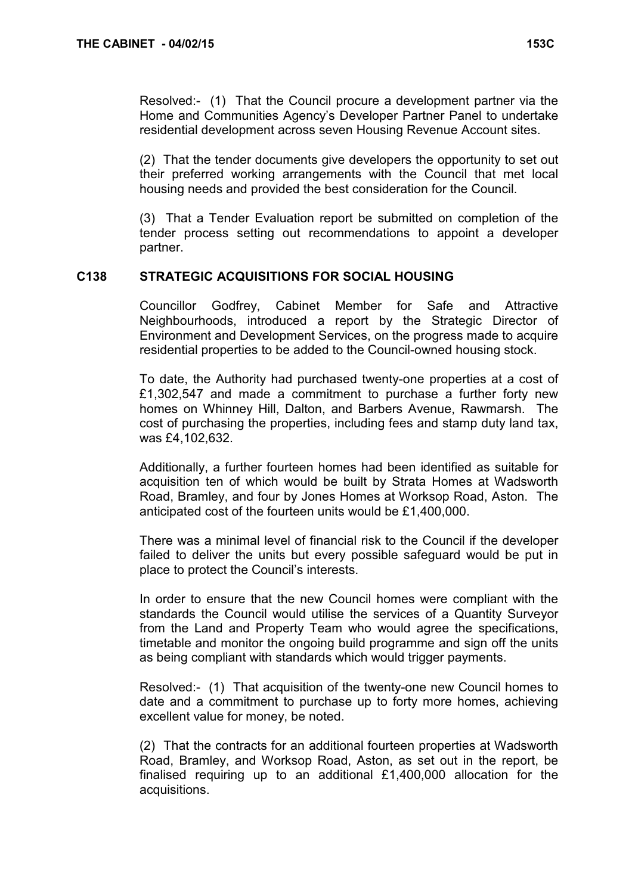Resolved:- (1) That the Council procure a development partner via the Home and Communities Agency's Developer Partner Panel to undertake residential development across seven Housing Revenue Account sites.

(2) That the tender documents give developers the opportunity to set out their preferred working arrangements with the Council that met local housing needs and provided the best consideration for the Council.

(3) That a Tender Evaluation report be submitted on completion of the tender process setting out recommendations to appoint a developer partner.

## C138 STRATEGIC ACQUISITIONS FOR SOCIAL HOUSING

Councillor Godfrey, Cabinet Member for Safe and Attractive Neighbourhoods, introduced a report by the Strategic Director of Environment and Development Services, on the progress made to acquire residential properties to be added to the Council-owned housing stock.

To date, the Authority had purchased twenty-one properties at a cost of £1,302,547 and made a commitment to purchase a further forty new homes on Whinney Hill, Dalton, and Barbers Avenue, Rawmarsh. The cost of purchasing the properties, including fees and stamp duty land tax, was £4,102,632.

Additionally, a further fourteen homes had been identified as suitable for acquisition ten of which would be built by Strata Homes at Wadsworth Road, Bramley, and four by Jones Homes at Worksop Road, Aston. The anticipated cost of the fourteen units would be £1,400,000.

There was a minimal level of financial risk to the Council if the developer failed to deliver the units but every possible safeguard would be put in place to protect the Council's interests.

In order to ensure that the new Council homes were compliant with the standards the Council would utilise the services of a Quantity Surveyor from the Land and Property Team who would agree the specifications, timetable and monitor the ongoing build programme and sign off the units as being compliant with standards which would trigger payments.

Resolved:- (1) That acquisition of the twenty-one new Council homes to date and a commitment to purchase up to forty more homes, achieving excellent value for money, be noted.

(2) That the contracts for an additional fourteen properties at Wadsworth Road, Bramley, and Worksop Road, Aston, as set out in the report, be finalised requiring up to an additional £1,400,000 allocation for the acquisitions.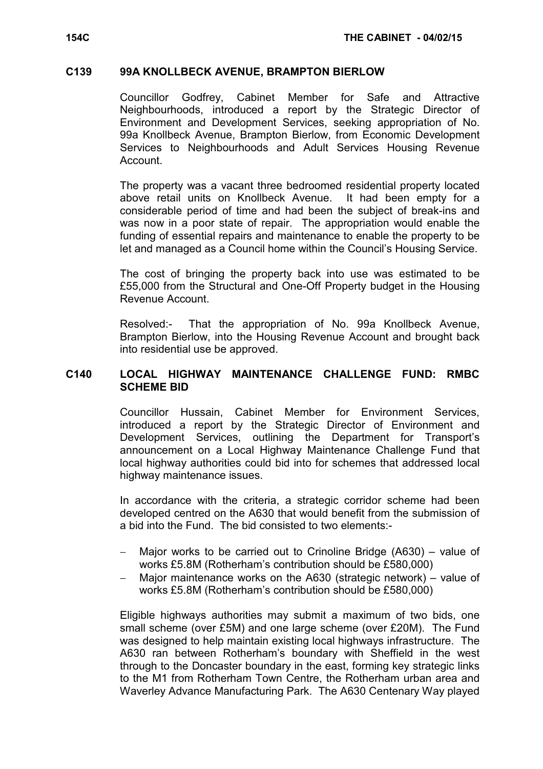## C139 99A KNOLLBECK AVENUE, BRAMPTON BIERLOW

Councillor Godfrey, Cabinet Member for Safe and Attractive Neighbourhoods, introduced a report by the Strategic Director of Environment and Development Services, seeking appropriation of No. 99a Knollbeck Avenue, Brampton Bierlow, from Economic Development Services to Neighbourhoods and Adult Services Housing Revenue Account.

The property was a vacant three bedroomed residential property located above retail units on Knollbeck Avenue. It had been empty for a considerable period of time and had been the subject of break-ins and was now in a poor state of repair. The appropriation would enable the funding of essential repairs and maintenance to enable the property to be let and managed as a Council home within the Council's Housing Service.

The cost of bringing the property back into use was estimated to be £55,000 from the Structural and One-Off Property budget in the Housing Revenue Account.

Resolved:- That the appropriation of No. 99a Knollbeck Avenue, Brampton Bierlow, into the Housing Revenue Account and brought back into residential use be approved.

## C140 LOCAL HIGHWAY MAINTENANCE CHALLENGE FUND: RMBC SCHEME BID

Councillor Hussain, Cabinet Member for Environment Services, introduced a report by the Strategic Director of Environment and Development Services, outlining the Department for Transport's announcement on a Local Highway Maintenance Challenge Fund that local highway authorities could bid into for schemes that addressed local highway maintenance issues.

In accordance with the criteria, a strategic corridor scheme had been developed centred on the A630 that would benefit from the submission of a bid into the Fund. The bid consisted to two elements:-

- Major works to be carried out to Crinoline Bridge (A630) – value of works £5.8M (Rotherham's contribution should be £580,000)
- Major maintenance works on the A630 (strategic network) – value of works £5.8M (Rotherham's contribution should be £580,000)

Eligible highways authorities may submit a maximum of two bids, one small scheme (over £5M) and one large scheme (over £20M). The Fund was designed to help maintain existing local highways infrastructure. The A630 ran between Rotherham's boundary with Sheffield in the west through to the Doncaster boundary in the east, forming key strategic links to the M1 from Rotherham Town Centre, the Rotherham urban area and Waverley Advance Manufacturing Park. The A630 Centenary Way played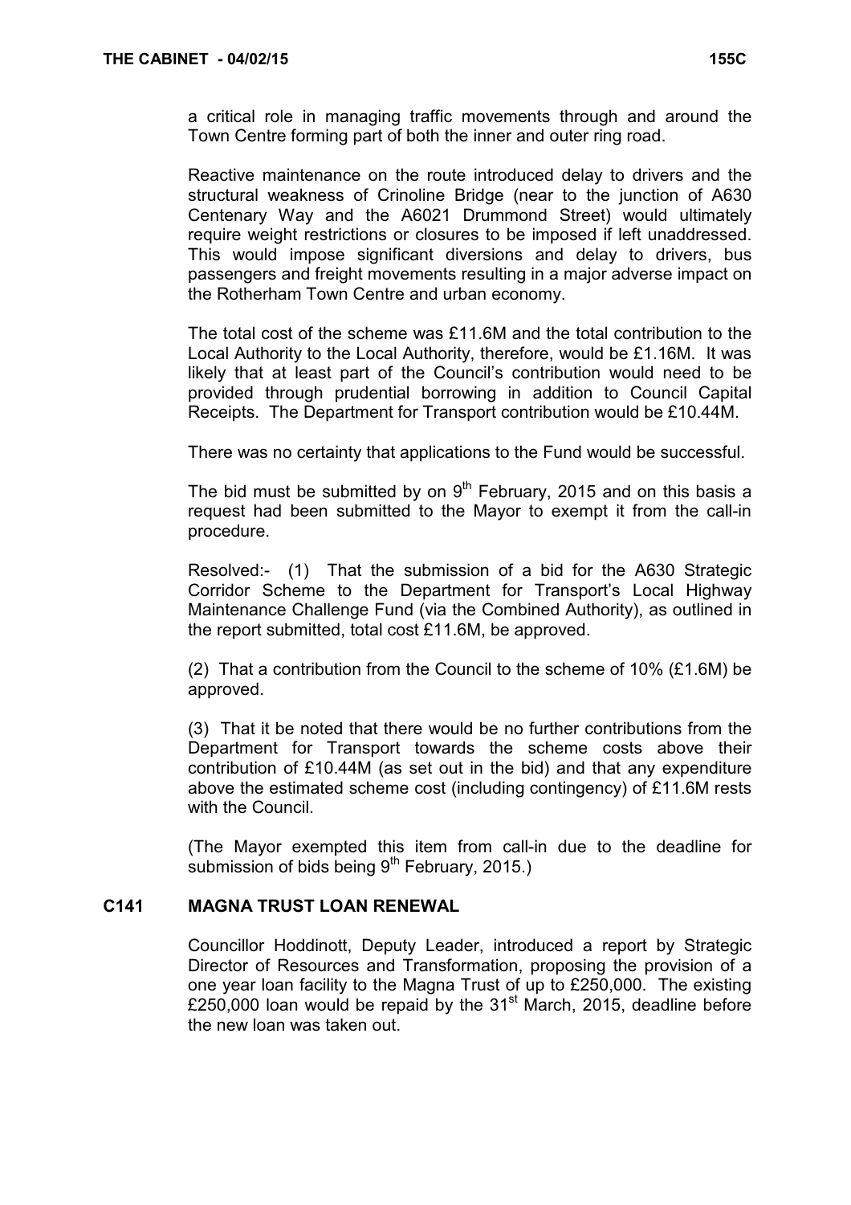a critical role in managing traffic movements through and around the Town Centre forming part of both the inner and outer ring road.

Reactive maintenance on the route introduced delay to drivers and the structural weakness of Crinoline Bridge (near to the junction of A630 Centenary Way and the A6021 Drummond Street) would ultimately require weight restrictions or closures to be imposed if left unaddressed. This would impose significant diversions and delay to drivers, bus passengers and freight movements resulting in a major adverse impact on the Rotherham Town Centre and urban economy.

The total cost of the scheme was £11.6M and the total contribution to the Local Authority to the Local Authority, therefore, would be £1.16M. It was likely that at least part of the Council's contribution would need to be provided through prudential borrowing in addition to Council Capital Receipts. The Department for Transport contribution would be £10.44M.

There was no certainty that applications to the Fund would be successful.

The bid must be submitted by on 9th February, 2015 and on this basis a request had been submitted to the Mayor to exempt it from the call-in procedure.

Resolved:- (1) That the submission of a bid for the A630 Strategic Corridor Scheme to the Department for Transport's Local Highway Maintenance Challenge Fund (via the Combined Authority), as outlined in the report submitted, total cost £11.6M, be approved.

(2) That a contribution from the Council to the scheme of 10% (£1.6M) be approved.

(3) That it be noted that there would be no further contributions from the Department for Transport towards the scheme costs above their contribution of £10.44M (as set out in the bid) and that any expenditure above the estimated scheme cost (including contingency) of £11.6M rests with the Council.

(The Mayor exempted this item from call-in due to the deadline for submission of bids being 9th February, 2015.)

## C141 MAGNA TRUST LOAN RENEWAL

Councillor Hoddinott, Deputy Leader, introduced a report by Strategic Director of Resources and Transformation, proposing the provision of a one year loan facility to the Magna Trust of up to £250,000. The existing £250,000 loan would be repaid by the 31st March, 2015, deadline before the new loan was taken out.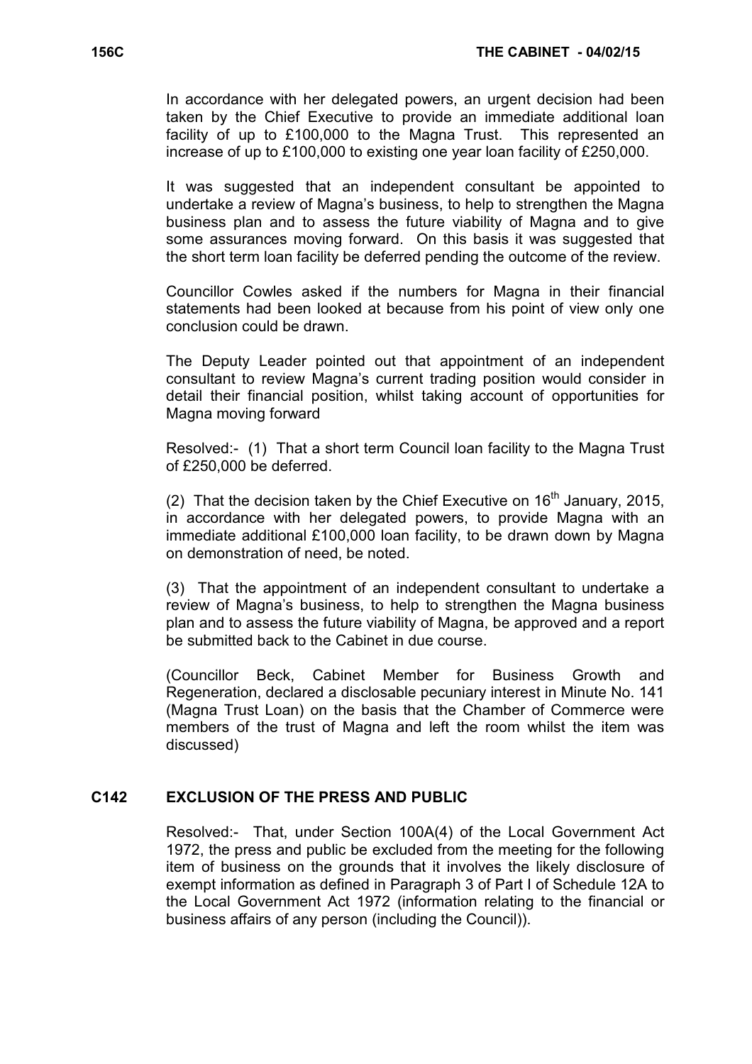In accordance with her delegated powers, an urgent decision had been taken by the Chief Executive to provide an immediate additional loan facility of up to £100,000 to the Magna Trust. This represented an increase of up to £100,000 to existing one year loan facility of £250,000.

It was suggested that an independent consultant be appointed to undertake a review of Magna's business, to help to strengthen the Magna business plan and to assess the future viability of Magna and to give some assurances moving forward. On this basis it was suggested that the short term loan facility be deferred pending the outcome of the review.

Councillor Cowles asked if the numbers for Magna in their financial statements had been looked at because from his point of view only one conclusion could be drawn.

The Deputy Leader pointed out that appointment of an independent consultant to review Magna's current trading position would consider in detail their financial position, whilst taking account of opportunities for Magna moving forward

Resolved:- (1) That a short term Council loan facility to the Magna Trust of £250,000 be deferred.

(2) That the decision taken by the Chief Executive on 16th January, 2015, in accordance with her delegated powers, to provide Magna with an immediate additional £100,000 loan facility, to be drawn down by Magna on demonstration of need, be noted.

(3) That the appointment of an independent consultant to undertake a review of Magna's business, to help to strengthen the Magna business plan and to assess the future viability of Magna, be approved and a report be submitted back to the Cabinet in due course.

(Councillor Beck, Cabinet Member for Business Growth and Regeneration, declared a disclosable pecuniary interest in Minute No. 141 (Magna Trust Loan) on the basis that the Chamber of Commerce were members of the trust of Magna and left the room whilst the item was discussed)

## C142 EXCLUSION OF THE PRESS AND PUBLIC

Resolved:- That, under Section 100A(4) of the Local Government Act 1972, the press and public be excluded from the meeting for the following item of business on the grounds that it involves the likely disclosure of exempt information as defined in Paragraph 3 of Part I of Schedule 12A to the Local Government Act 1972 (information relating to the financial or business affairs of any person (including the Council)).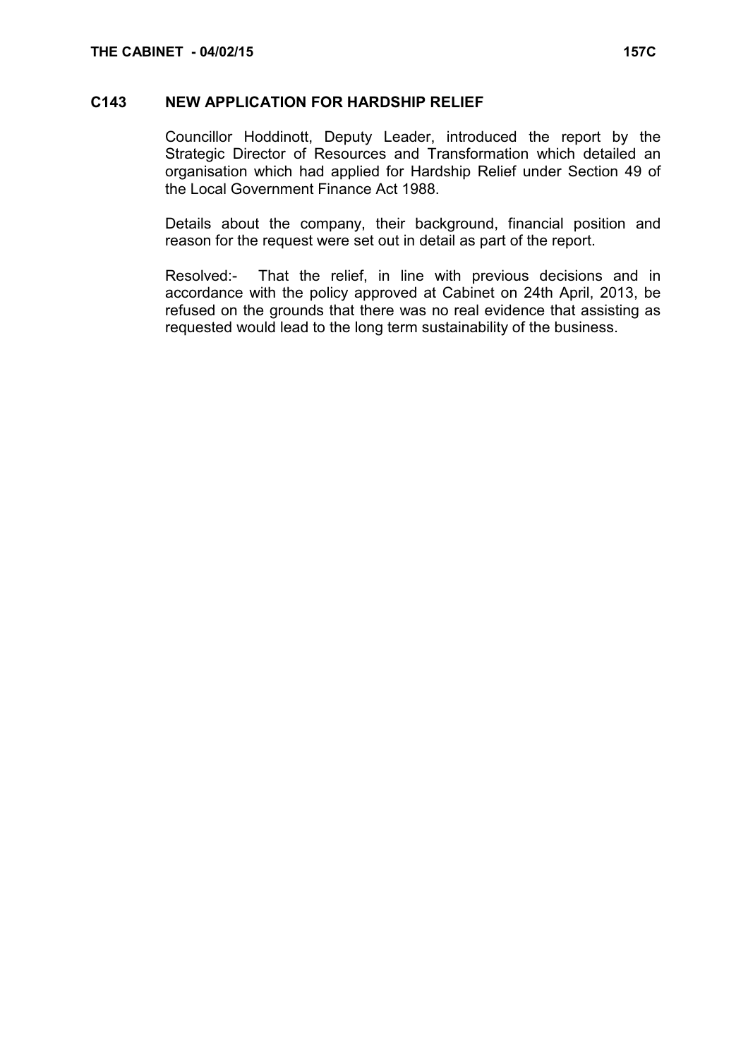## C143 NEW APPLICATION FOR HARDSHIP RELIEF

Councillor Hoddinott, Deputy Leader, introduced the report by the Strategic Director of Resources and Transformation which detailed an organisation which had applied for Hardship Relief under Section 49 of the Local Government Finance Act 1988.

Details about the company, their background, financial position and reason for the request were set out in detail as part of the report.

Resolved:- That the relief, in line with previous decisions and in accordance with the policy approved at Cabinet on 24th April, 2013, be refused on the grounds that there was no real evidence that assisting as requested would lead to the long term sustainability of the business.